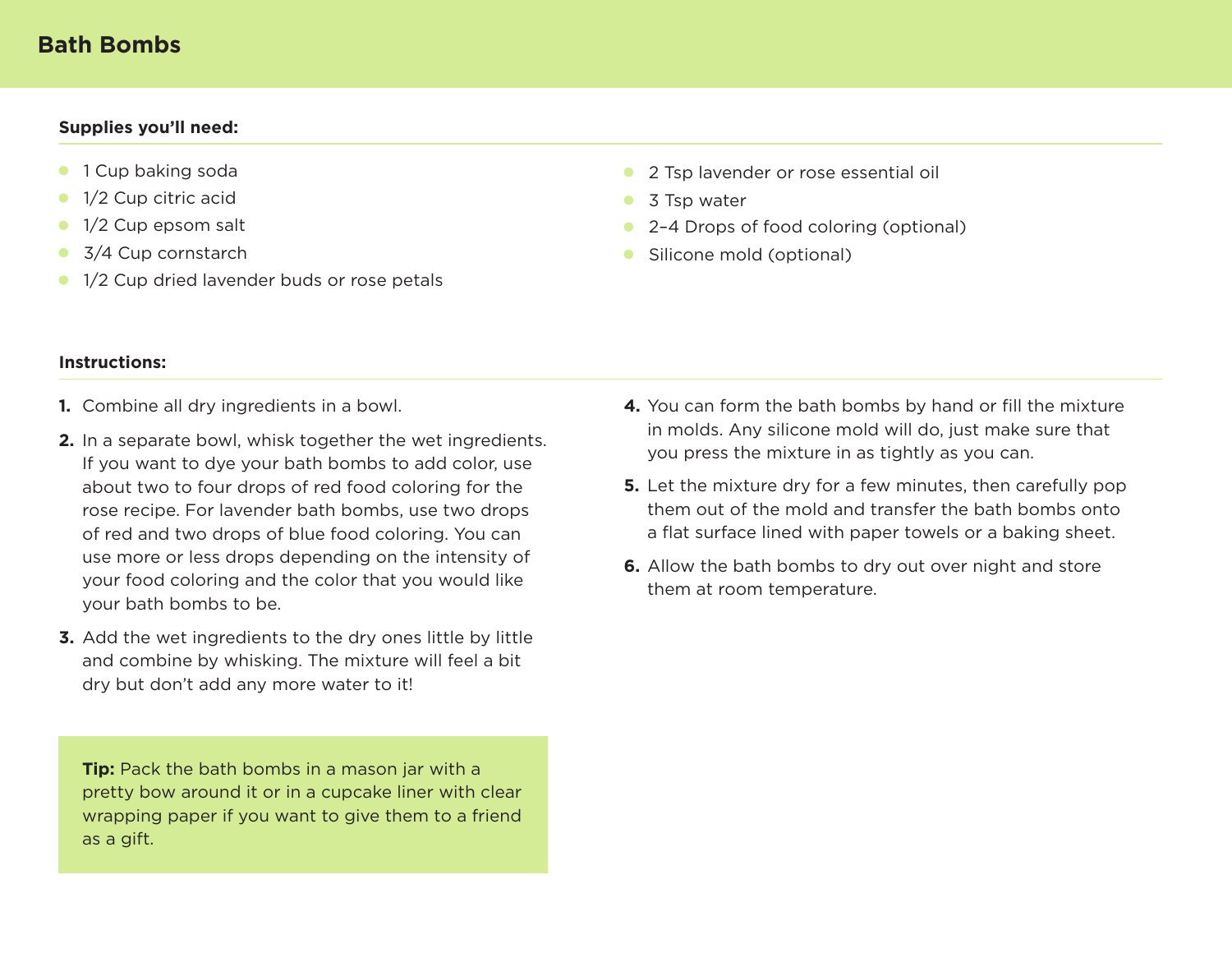# Bath Bombs

**Supplies you'll need:**

- 1 Cup baking soda
- 1/2 Cup citric acid
- 1/2 Cup epsom salt
- 3/4 Cup cornstarch
- 1/2 Cup dried lavender buds or rose petals
- 2 Tsp lavender or rose essential oil
- 3 Tsp water
- 2–4 Drops of food coloring (optional)
- Silicone mold (optional)

**Instructions:**

1. Combine all dry ingredients in a bowl.
2. In a separate bowl, whisk together the wet ingredients. If you want to dye your bath bombs to add color, use about two to four drops of red food coloring for the rose recipe. For lavender bath bombs, use two drops of red and two drops of blue food coloring. You can use more or less drops depending on the intensity of your food coloring and the color that you would like your bath bombs to be.
3. Add the wet ingredients to the dry ones little by little and combine by whisking. The mixture will feel a bit dry but don't add any more water to it!
4. You can form the bath bombs by hand or fill the mixture in molds. Any silicone mold will do, just make sure that you press the mixture in as tightly as you can.
5. Let the mixture dry for a few minutes, then carefully pop them out of the mold and transfer the bath bombs onto a flat surface lined with paper towels or a baking sheet.
6. Allow the bath bombs to dry out over night and store them at room temperature.

**Tip:** Pack the bath bombs in a mason jar with a pretty bow around it or in a cupcake liner with clear wrapping paper if you want to give them to a friend as a gift.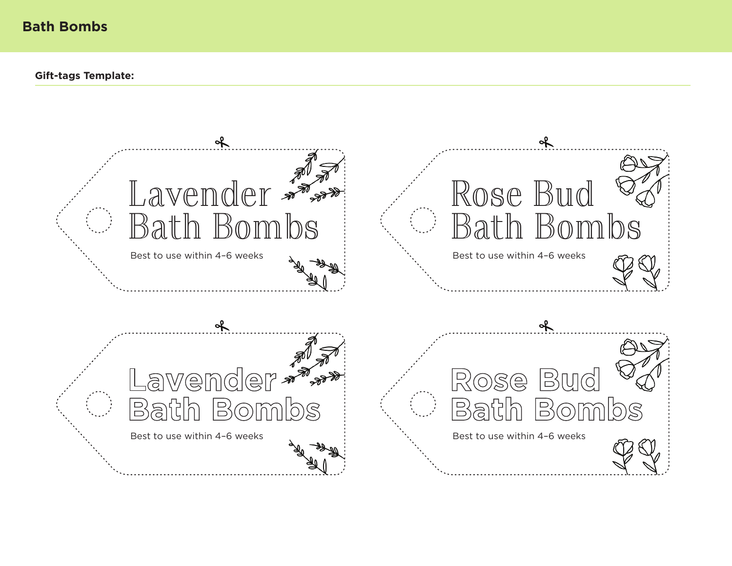**Bath Bombs**

**Gift-tags Template:**

Lavender
Bath Bombs

Best to use within 4–6 weeks

Rose Bud
Bath Bombs

Best to use within 4–6 weeks

Lavender
Bath Bombs

Best to use within 4–6 weeks

Rose Bud
Bath Bombs

Best to use within 4–6 weeks